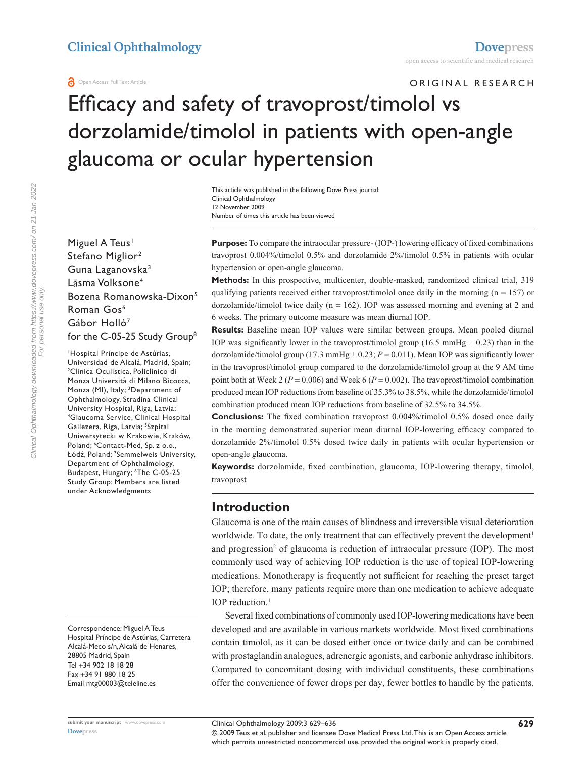# Efficacy and safety of travoprost/timolol vs dorzolamide/timolol in patients with open-angle glaucoma or ocular hypertension

ORIGINAL RESEARCH

Miguel A Teus[1]
Stefano Miglior[2]
Guna Laganovska[3]
Lāsma Volksone[4]
Bozena Romanowska-Dixon[5]
Roman Gos[6]
Gábor Holló[7]
for the C-05-25 Study Group[8]

[1]Hospital Príncipe de Astúrias, Universidad de Alcalá, Madrid, Spain; [2]Clinica Oculistica, Policlinico di Monza Università di Milano Bicocca, Monza (MI), Italy; [3]Department of Ophthalmology, Stradina Clinical University Hospital, Riga, Latvia; [4]Glaucoma Service, Clinical Hospital Gailezera, Riga, Latvia; [5]Szpital Uniwersytecki w Krakowie, Kraków, Poland; [6]Contact-Med, Sp. z o.o., Łódź, Poland; [7]Semmelweis University, Department of Ophthalmology, Budapest, Hungary; [8]The C-05-25 Study Group: Members are listed under Acknowledgments

Correspondence: Miguel A Teus
Hospital Príncipe de Astúrias, Carretera Alcalá-Meco s/n, Alcalá de Henares, 28805 Madrid, Spain
Tel +34 902 18 18 28
Fax +34 91 880 18 25
Email mtg00003@teleline.es

**Purpose:** To compare the intraocular pressure- (IOP-) lowering efficacy of fixed combinations travoprost 0.004%/timolol 0.5% and dorzolamide 2%/timolol 0.5% in patients with ocular hypertension or open-angle glaucoma.

**Methods:** In this prospective, multicenter, double-masked, randomized clinical trial, 319 qualifying patients received either travoprost/timolol once daily in the morning (n = 157) or dorzolamide/timolol twice daily (n = 162). IOP was assessed morning and evening at 2 and 6 weeks. The primary outcome measure was mean diurnal IOP.

**Results:** Baseline mean IOP values were similar between groups. Mean pooled diurnal IOP was significantly lower in the travoprost/timolol group (16.5 mmHg ± 0.23) than in the dorzolamide/timolol group (17.3 mmHg ± 0.23; $P = 0.011$). Mean IOP was significantly lower in the travoprost/timolol group compared to the dorzolamide/timolol group at the 9 AM time point both at Week 2 ($P = 0.006$) and Week 6 ($P = 0.002$). The travoprost/timolol combination produced mean IOP reductions from baseline of 35.3% to 38.5%, while the dorzolamide/timolol combination produced mean IOP reductions from baseline of 32.5% to 34.5%.

**Conclusions:** The fixed combination travoprost 0.004%/timolol 0.5% dosed once daily in the morning demonstrated superior mean diurnal IOP-lowering efficacy compared to dorzolamide 2%/timolol 0.5% dosed twice daily in patients with ocular hypertension or open-angle glaucoma.

**Keywords:** dorzolamide, fixed combination, glaucoma, IOP-lowering therapy, timolol, travoprost

## Introduction

Glaucoma is one of the main causes of blindness and irreversible visual deterioration worldwide. To date, the only treatment that can effectively prevent the development[1] and progression[2] of glaucoma is reduction of intraocular pressure (IOP). The most commonly used way of achieving IOP reduction is the use of topical IOP-lowering medications. Monotherapy is frequently not sufficient for reaching the preset target IOP; therefore, many patients require more than one medication to achieve adequate IOP reduction.[1]

Several fixed combinations of commonly used IOP-lowering medications have been developed and are available in various markets worldwide. Most fixed combinations contain timolol, as it can be dosed either once or twice daily and can be combined with prostaglandin analogues, adrenergic agonists, and carbonic anhydrase inhibitors. Compared to concomitant dosing with individual constituents, these combinations offer the convenience of fewer drops per day, fewer bottles to handle by the patients,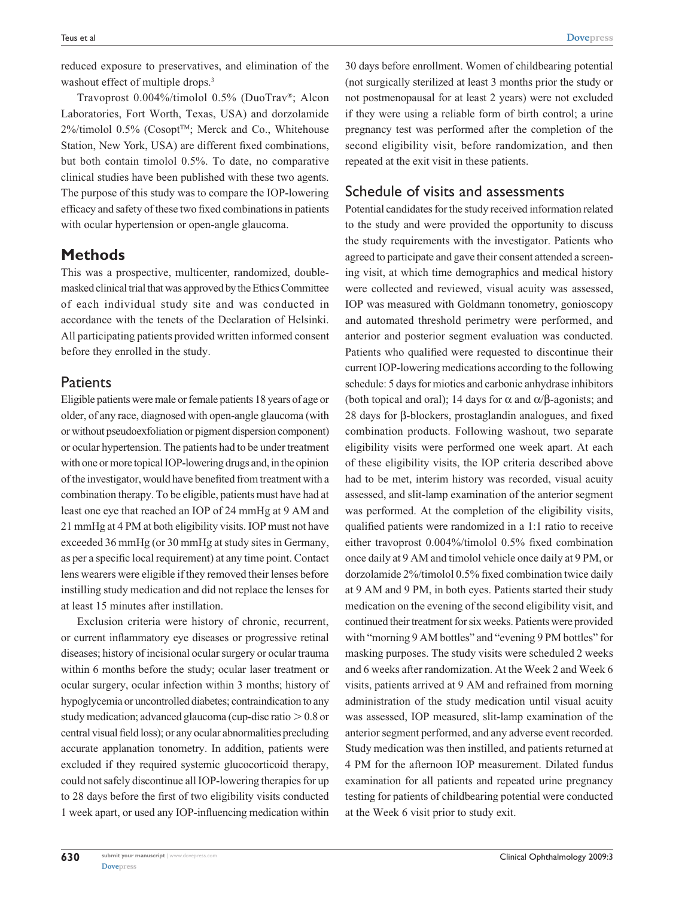reduced exposure to preservatives, and elimination of the washout effect of multiple drops.[3]

Travoprost 0.004%/timolol 0.5% (DuoTrav®; Alcon Laboratories, Fort Worth, Texas, USA) and dorzolamide 2%/timolol 0.5% (Cosopt™; Merck and Co., Whitehouse Station, New York, USA) are different fixed combinations, but both contain timolol 0.5%. To date, no comparative clinical studies have been published with these two agents. The purpose of this study was to compare the IOP-lowering efficacy and safety of these two fixed combinations in patients with ocular hypertension or open-angle glaucoma.

## Methods

This was a prospective, multicenter, randomized, double-masked clinical trial that was approved by the Ethics Committee of each individual study site and was conducted in accordance with the tenets of the Declaration of Helsinki. All participating patients provided written informed consent before they enrolled in the study.

### Patients

Eligible patients were male or female patients 18 years of age or older, of any race, diagnosed with open-angle glaucoma (with or without pseudoexfoliation or pigment dispersion component) or ocular hypertension. The patients had to be under treatment with one or more topical IOP-lowering drugs and, in the opinion of the investigator, would have benefited from treatment with a combination therapy. To be eligible, patients must have had at least one eye that reached an IOP of 24 mmHg at 9 AM and 21 mmHg at 4 PM at both eligibility visits. IOP must not have exceeded 36 mmHg (or 30 mmHg at study sites in Germany, as per a specific local requirement) at any time point. Contact lens wearers were eligible if they removed their lenses before instilling study medication and did not replace the lenses for at least 15 minutes after instillation.

Exclusion criteria were history of chronic, recurrent, or current inflammatory eye diseases or progressive retinal diseases; history of incisional ocular surgery or ocular trauma within 6 months before the study; ocular laser treatment or ocular surgery, ocular infection within 3 months; history of hypoglycemia or uncontrolled diabetes; contraindication to any study medication; advanced glaucoma (cup-disc ratio $>$ 0.8 or central visual field loss); or any ocular abnormalities precluding accurate applanation tonometry. In addition, patients were excluded if they required systemic glucocorticoid therapy, could not safely discontinue all IOP-lowering therapies for up to 28 days before the first of two eligibility visits conducted 1 week apart, or used any IOP-influencing medication within 30 days before enrollment. Women of childbearing potential (not surgically sterilized at least 3 months prior the study or not postmenopausal for at least 2 years) were not excluded if they were using a reliable form of birth control; a urine pregnancy test was performed after the completion of the second eligibility visit, before randomization, and then repeated at the exit visit in these patients.

### Schedule of visits and assessments

Potential candidates for the study received information related to the study and were provided the opportunity to discuss the study requirements with the investigator. Patients who agreed to participate and gave their consent attended a screening visit, at which time demographics and medical history were collected and reviewed, visual acuity was assessed, IOP was measured with Goldmann tonometry, gonioscopy and automated threshold perimetry were performed, and anterior and posterior segment evaluation was conducted. Patients who qualified were requested to discontinue their current IOP-lowering medications according to the following schedule: 5 days for miotics and carbonic anhydrase inhibitors (both topical and oral); 14 days for $\alpha$ and $\alpha/\beta$-agonists; and 28 days for $\beta$-blockers, prostaglandin analogues, and fixed combination products. Following washout, two separate eligibility visits were performed one week apart. At each of these eligibility visits, the IOP criteria described above had to be met, interim history was recorded, visual acuity assessed, and slit-lamp examination of the anterior segment was performed. At the completion of the eligibility visits, qualified patients were randomized in a 1:1 ratio to receive either travoprost 0.004%/timolol 0.5% fixed combination once daily at 9 AM and timolol vehicle once daily at 9 PM, or dorzolamide 2%/timolol 0.5% fixed combination twice daily at 9 AM and 9 PM, in both eyes. Patients started their study medication on the evening of the second eligibility visit, and continued their treatment for six weeks. Patients were provided with "morning 9 AM bottles" and "evening 9 PM bottles" for masking purposes. The study visits were scheduled 2 weeks and 6 weeks after randomization. At the Week 2 and Week 6 visits, patients arrived at 9 AM and refrained from morning administration of the study medication until visual acuity was assessed, IOP measured, slit-lamp examination of the anterior segment performed, and any adverse event recorded. Study medication was then instilled, and patients returned at 4 PM for the afternoon IOP measurement. Dilated fundus examination for all patients and repeated urine pregnancy testing for patients of childbearing potential were conducted at the Week 6 visit prior to study exit.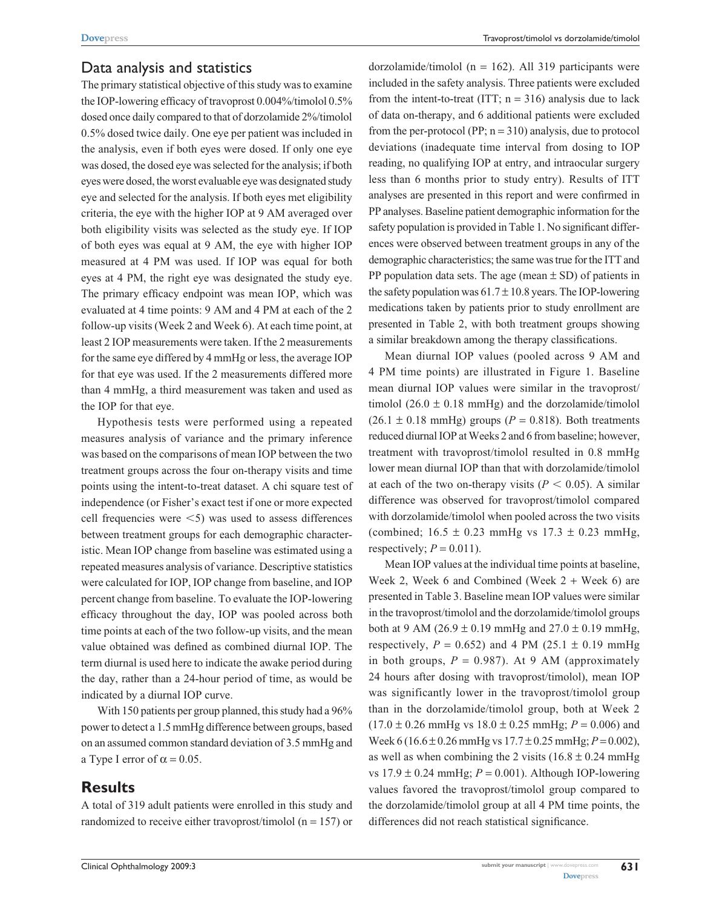## Data analysis and statistics

The primary statistical objective of this study was to examine the IOP-lowering efficacy of travoprost 0.004%/timolol 0.5% dosed once daily compared to that of dorzolamide 2%/timolol 0.5% dosed twice daily. One eye per patient was included in the analysis, even if both eyes were dosed. If only one eye was dosed, the dosed eye was selected for the analysis; if both eyes were dosed, the worst evaluable eye was designated study eye and selected for the analysis. If both eyes met eligibility criteria, the eye with the higher IOP at 9 AM averaged over both eligibility visits was selected as the study eye. If IOP of both eyes was equal at 9 AM, the eye with higher IOP measured at 4 PM was used. If IOP was equal for both eyes at 4 PM, the right eye was designated the study eye. The primary efficacy endpoint was mean IOP, which was evaluated at 4 time points: 9 AM and 4 PM at each of the 2 follow-up visits (Week 2 and Week 6). At each time point, at least 2 IOP measurements were taken. If the 2 measurements for the same eye differed by 4 mmHg or less, the average IOP for that eye was used. If the 2 measurements differed more than 4 mmHg, a third measurement was taken and used as the IOP for that eye.

Hypothesis tests were performed using a repeated measures analysis of variance and the primary inference was based on the comparisons of mean IOP between the two treatment groups across the four on-therapy visits and time points using the intent-to-treat dataset. A chi square test of independence (or Fisher's exact test if one or more expected cell frequencies were $<5$) was used to assess differences between treatment groups for each demographic characteristic. Mean IOP change from baseline was estimated using a repeated measures analysis of variance. Descriptive statistics were calculated for IOP, IOP change from baseline, and IOP percent change from baseline. To evaluate the IOP-lowering efficacy throughout the day, IOP was pooled across both time points at each of the two follow-up visits, and the mean value obtained was defined as combined diurnal IOP. The term diurnal is used here to indicate the awake period during the day, rather than a 24-hour period of time, as would be indicated by a diurnal IOP curve.

With 150 patients per group planned, this study had a 96% power to detect a 1.5 mmHg difference between groups, based on an assumed common standard deviation of 3.5 mmHg and a Type I error of $\alpha = 0.05$.

# Results

A total of 319 adult patients were enrolled in this study and randomized to receive either travoprost/timolol (n = 157) or dorzolamide/timolol (n = 162). All 319 participants were included in the safety analysis. Three patients were excluded from the intent-to-treat (ITT; n = 316) analysis due to lack of data on-therapy, and 6 additional patients were excluded from the per-protocol (PP; n = 310) analysis, due to protocol deviations (inadequate time interval from dosing to IOP reading, no qualifying IOP at entry, and intraocular surgery less than 6 months prior to study entry). Results of ITT analyses are presented in this report and were confirmed in PP analyses. Baseline patient demographic information for the safety population is provided in Table 1. No significant differences were observed between treatment groups in any of the demographic characteristics; the same was true for the ITT and PP population data sets. The age (mean ± SD) of patients in the safety population was 61.7 ± 10.8 years. The IOP-lowering medications taken by patients prior to study enrollment are presented in Table 2, with both treatment groups showing a similar breakdown among the therapy classifications.

Mean diurnal IOP values (pooled across 9 AM and 4 PM time points) are illustrated in Figure 1. Baseline mean diurnal IOP values were similar in the travoprost/timolol (26.0 ± 0.18 mmHg) and the dorzolamide/timolol (26.1 ± 0.18 mmHg) groups ($P = 0.818$). Both treatments reduced diurnal IOP at Weeks 2 and 6 from baseline; however, treatment with travoprost/timolol resulted in 0.8 mmHg lower mean diurnal IOP than that with dorzolamide/timolol at each of the two on-therapy visits ($P < 0.05$). A similar difference was observed for travoprost/timolol compared with dorzolamide/timolol when pooled across the two visits (combined; 16.5 ± 0.23 mmHg vs 17.3 ± 0.23 mmHg, respectively; $P = 0.011$).

Mean IOP values at the individual time points at baseline, Week 2, Week 6 and Combined (Week 2 + Week 6) are presented in Table 3. Baseline mean IOP values were similar in the travoprost/timolol and the dorzolamide/timolol groups both at 9 AM (26.9 ± 0.19 mmHg and 27.0 ± 0.19 mmHg, respectively, $P = 0.652$) and 4 PM (25.1 ± 0.19 mmHg in both groups, $P = 0.987$). At 9 AM (approximately 24 hours after dosing with travoprost/timolol), mean IOP was significantly lower in the travoprost/timolol group than in the dorzolamide/timolol group, both at Week 2 (17.0 ± 0.26 mmHg vs 18.0 ± 0.25 mmHg; $P = 0.006$) and Week 6 (16.6 ± 0.26 mmHg vs 17.7 ± 0.25 mmHg; $P = 0.002$), as well as when combining the 2 visits (16.8 ± 0.24 mmHg vs 17.9 ± 0.24 mmHg; $P = 0.001$). Although IOP-lowering values favored the travoprost/timolol group compared to the dorzolamide/timolol group at all 4 PM time points, the differences did not reach statistical significance.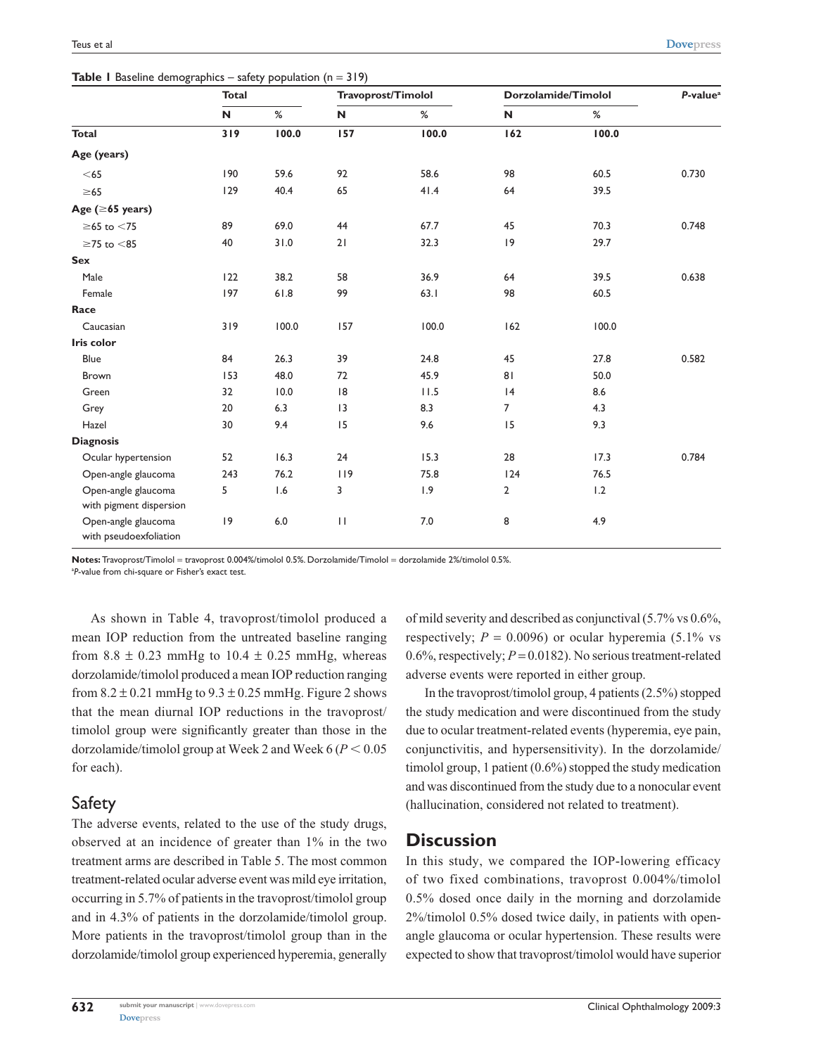**Table 1** Baseline demographics – safety population (n = 319)

| | Total | | Travoprost/Timolol | | Dorzolamide/Timolol | | *P*-value[a] |
|---|---|---|---|---|---|---|---|
| | N | % | N | % | N | % | |
| **Total** | **319** | **100.0** | **157** | **100.0** | **162** | **100.0** | |
| **Age (years)** | | | | | | | |
| <65 | 190 | 59.6 | 92 | 58.6 | 98 | 60.5 | 0.730 |
| ≥65 | 129 | 40.4 | 65 | 41.4 | 64 | 39.5 | |
| **Age (≥65 years)** | | | | | | | |
| ≥65 to <75 | 89 | 69.0 | 44 | 67.7 | 45 | 70.3 | 0.748 |
| ≥75 to <85 | 40 | 31.0 | 21 | 32.3 | 19 | 29.7 | |
| **Sex** | | | | | | | |
| Male | 122 | 38.2 | 58 | 36.9 | 64 | 39.5 | 0.638 |
| Female | 197 | 61.8 | 99 | 63.1 | 98 | 60.5 | |
| **Race** | | | | | | | |
| Caucasian | 319 | 100.0 | 157 | 100.0 | 162 | 100.0 | |
| **Iris color** | | | | | | | |
| Blue | 84 | 26.3 | 39 | 24.8 | 45 | 27.8 | 0.582 |
| Brown | 153 | 48.0 | 72 | 45.9 | 81 | 50.0 | |
| Green | 32 | 10.0 | 18 | 11.5 | 14 | 8.6 | |
| Grey | 20 | 6.3 | 13 | 8.3 | 7 | 4.3 | |
| Hazel | 30 | 9.4 | 15 | 9.6 | 15 | 9.3 | |
| **Diagnosis** | | | | | | | |
| Ocular hypertension | 52 | 16.3 | 24 | 15.3 | 28 | 17.3 | 0.784 |
| Open-angle glaucoma | 243 | 76.2 | 119 | 75.8 | 124 | 76.5 | |
| Open-angle glaucoma with pigment dispersion | 5 | 1.6 | 3 | 1.9 | 2 | 1.2 | |
| Open-angle glaucoma with pseudoexfoliation | 19 | 6.0 | 11 | 7.0 | 8 | 4.9 | |

**Notes:** Travoprost/Timolol = travoprost 0.004%/timolol 0.5%. Dorzolamide/Timolol = dorzolamide 2%/timolol 0.5%.
[a]*P*-value from chi-square or Fisher's exact test.

As shown in Table 4, travoprost/timolol produced a mean IOP reduction from the untreated baseline ranging from $8.8 \pm 0.23$ mmHg to $10.4 \pm 0.25$ mmHg, whereas dorzolamide/timolol produced a mean IOP reduction ranging from $8.2 \pm 0.21$ mmHg to $9.3 \pm 0.25$ mmHg. Figure 2 shows that the mean diurnal IOP reductions in the travoprost/timolol group were significantly greater than those in the dorzolamide/timolol group at Week 2 and Week 6 ($P < 0.05$ for each).

## Safety

The adverse events, related to the use of the study drugs, observed at an incidence of greater than 1% in the two treatment arms are described in Table 5. The most common treatment-related ocular adverse event was mild eye irritation, occurring in 5.7% of patients in the travoprost/timolol group and in 4.3% of patients in the dorzolamide/timolol group. More patients in the travoprost/timolol group than in the dorzolamide/timolol group experienced hyperemia, generally of mild severity and described as conjunctival (5.7% vs 0.6%, respectively; $P = 0.0096$) or ocular hyperemia (5.1% vs 0.6%, respectively; $P = 0.0182$). No serious treatment-related adverse events were reported in either group.

In the travoprost/timolol group, 4 patients (2.5%) stopped the study medication and were discontinued from the study due to ocular treatment-related events (hyperemia, eye pain, conjunctivitis, and hypersensitivity). In the dorzolamide/timolol group, 1 patient (0.6%) stopped the study medication and was discontinued from the study due to a nonocular event (hallucination, considered not related to treatment).

# Discussion

In this study, we compared the IOP-lowering efficacy of two fixed combinations, travoprost 0.004%/timolol 0.5% dosed once daily in the morning and dorzolamide 2%/timolol 0.5% dosed twice daily, in patients with open-angle glaucoma or ocular hypertension. These results were expected to show that travoprost/timolol would have superior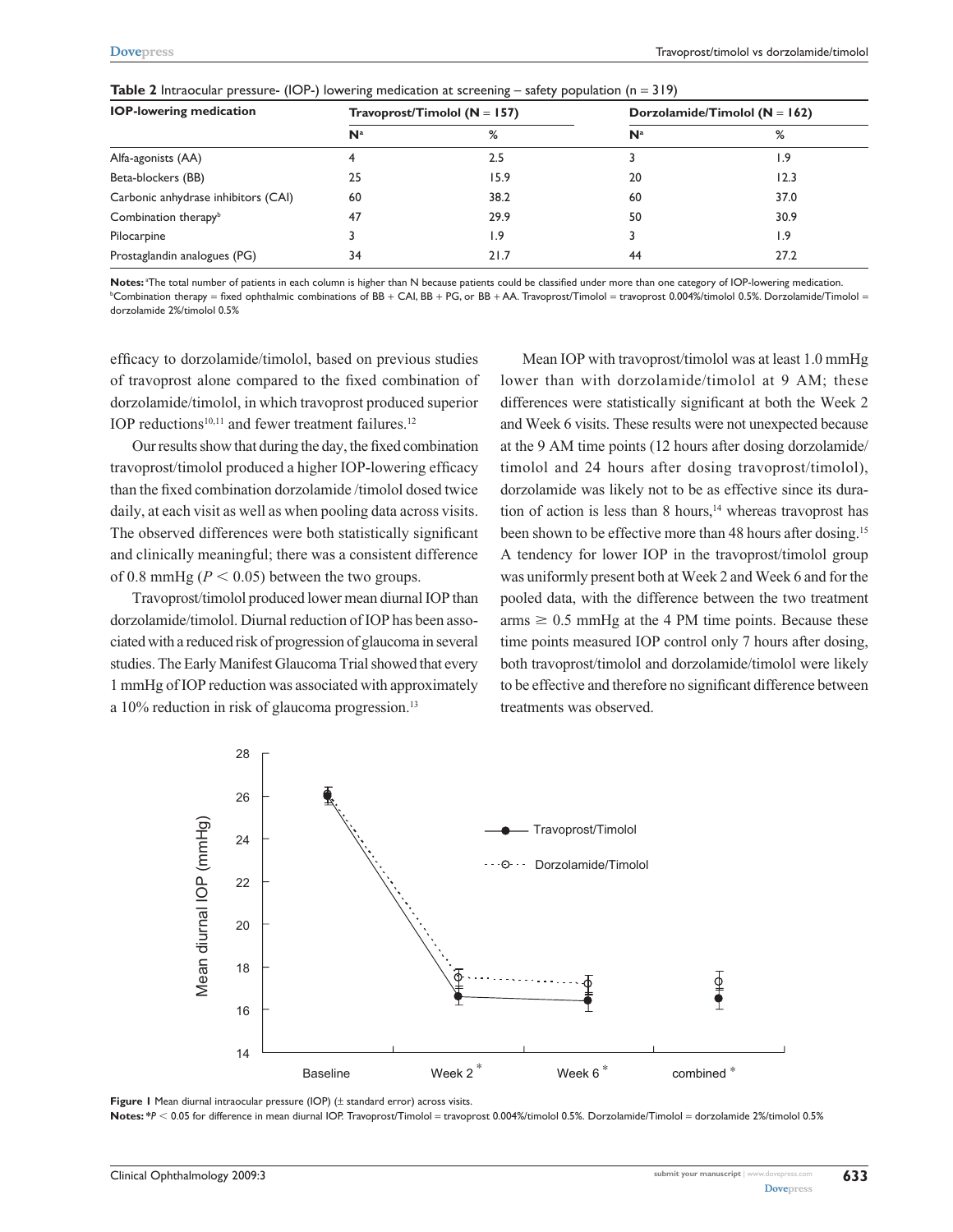**Table 2** Intraocular pressure- (IOP-) lowering medication at screening – safety population (n = 319)

| IOP-lowering medication | Travoprost/Timolol (N = 157) | | Dorzolamide/Timolol (N = 162) | |
|---|---|---|---|---|
| | N[a] | % | N[a] | % |
| Alfa-agonists (AA) | 4 | 2.5 | 3 | 1.9 |
| Beta-blockers (BB) | 25 | 15.9 | 20 | 12.3 |
| Carbonic anhydrase inhibitors (CAI) | 60 | 38.2 | 60 | 37.0 |
| Combination therapy[b] | 47 | 29.9 | 50 | 30.9 |
| Pilocarpine | 3 | 1.9 | 3 | 1.9 |
| Prostaglandin analogues (PG) | 34 | 21.7 | 44 | 27.2 |

**Notes:** [a]The total number of patients in each column is higher than N because patients could be classified under more than one category of IOP-lowering medication. [b]Combination therapy = fixed ophthalmic combinations of BB + CAI, BB + PG, or BB + AA. Travoprost/Timolol = travoprost 0.004%/timolol 0.5%. Dorzolamide/Timolol = dorzolamide 2%/timolol 0.5%

efficacy to dorzolamide/timolol, based on previous studies of travoprost alone compared to the fixed combination of dorzolamide/timolol, in which travoprost produced superior IOP reductions[10,11] and fewer treatment failures.[12]

Our results show that during the day, the fixed combination travoprost/timolol produced a higher IOP-lowering efficacy than the fixed combination dorzolamide /timolol dosed twice daily, at each visit as well as when pooling data across visits. The observed differences were both statistically significant and clinically meaningful; there was a consistent difference of 0.8 mmHg ($P < 0.05$) between the two groups.

Travoprost/timolol produced lower mean diurnal IOP than dorzolamide/timolol. Diurnal reduction of IOP has been associated with a reduced risk of progression of glaucoma in several studies. The Early Manifest Glaucoma Trial showed that every 1 mmHg of IOP reduction was associated with approximately a 10% reduction in risk of glaucoma progression.[13]

Mean IOP with travoprost/timolol was at least 1.0 mmHg lower than with dorzolamide/timolol at 9 AM; these differences were statistically significant at both the Week 2 and Week 6 visits. These results were not unexpected because at the 9 AM time points (12 hours after dosing dorzolamide/timolol and 24 hours after dosing travoprost/timolol), dorzolamide was likely not to be as effective since its duration of action is less than 8 hours,[14] whereas travoprost has been shown to be effective more than 48 hours after dosing.[15] A tendency for lower IOP in the travoprost/timolol group was uniformly present both at Week 2 and Week 6 and for the pooled data, with the difference between the two treatment arms $\geq$ 0.5 mmHg at the 4 PM time points. Because these time points measured IOP control only 7 hours after dosing, both travoprost/timolol and dorzolamide/timolol were likely to be effective and therefore no significant difference between treatments was observed.

**Figure 1** Mean diurnal intraocular pressure (IOP) (± standard error) across visits.

**Notes:** *$P < 0.05$ for difference in mean diurnal IOP. Travoprost/Timolol = travoprost 0.004%/timolol 0.5%. Dorzolamide/Timolol = dorzolamide 2%/timolol 0.5%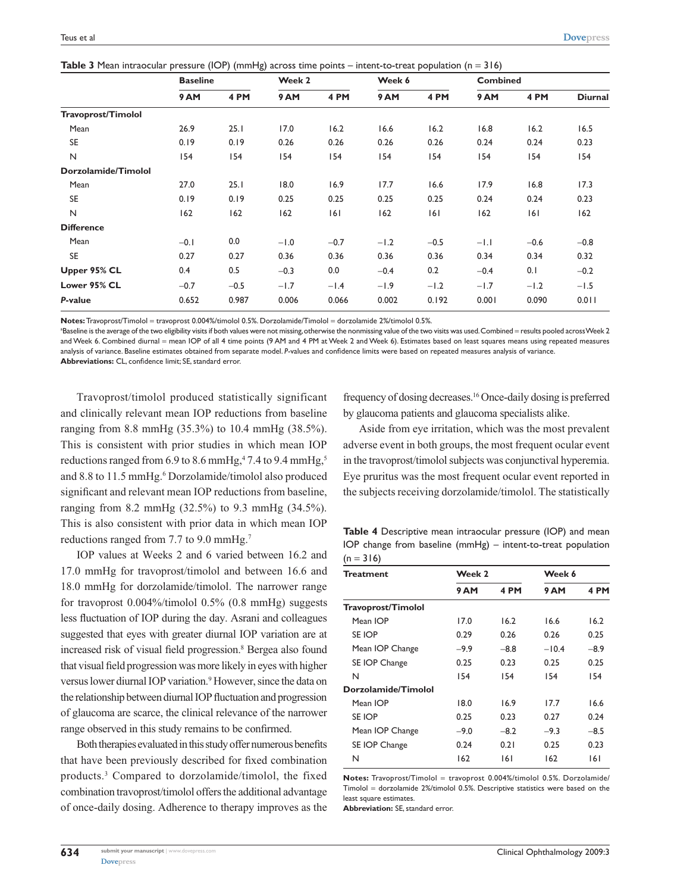**Table 3** Mean intraocular pressure (IOP) (mmHg) across time points – intent-to-treat population (n = 316)

| | Baseline | | Week 2 | | Week 6 | | Combined | | |
|---|---|---|---|---|---|---|---|---|---|
| | 9 AM | 4 PM | 9 AM | 4 PM | 9 AM | 4 PM | 9 AM | 4 PM | Diurnal |
| **Travoprost/Timolol** | | | | | | | | | |
| Mean | 26.9 | 25.1 | 17.0 | 16.2 | 16.6 | 16.2 | 16.8 | 16.2 | 16.5 |
| SE | 0.19 | 0.19 | 0.26 | 0.26 | 0.26 | 0.26 | 0.24 | 0.24 | 0.23 |
| N | 154 | 154 | 154 | 154 | 154 | 154 | 154 | 154 | 154 |
| **Dorzolamide/Timolol** | | | | | | | | | |
| Mean | 27.0 | 25.1 | 18.0 | 16.9 | 17.7 | 16.6 | 17.9 | 16.8 | 17.3 |
| SE | 0.19 | 0.19 | 0.25 | 0.25 | 0.25 | 0.25 | 0.24 | 0.24 | 0.23 |
| N | 162 | 162 | 162 | 161 | 162 | 161 | 162 | 161 | 162 |
| **Difference** | | | | | | | | | |
| Mean | −0.1 | 0.0 | −1.0 | −0.7 | −1.2 | −0.5 | −1.1 | −0.6 | −0.8 |
| SE | 0.27 | 0.27 | 0.36 | 0.36 | 0.36 | 0.36 | 0.34 | 0.34 | 0.32 |
| **Upper 95% CL** | 0.4 | 0.5 | −0.3 | 0.0 | −0.4 | 0.2 | −0.4 | 0.1 | −0.2 |
| **Lower 95% CL** | −0.7 | −0.5 | −1.7 | −1.4 | −1.9 | −1.2 | −1.7 | −1.2 | −1.5 |
| ***P*-value** | 0.652 | 0.987 | 0.006 | 0.066 | 0.002 | 0.192 | 0.001 | 0.090 | 0.011 |

**Notes:** Travoprost/Timolol = travoprost 0.004%/timolol 0.5%. Dorzolamide/Timolol = dorzolamide 2%/timolol 0.5%.
[a]Baseline is the average of the two eligibility visits if both values were not missing, otherwise the nonmissing value of the two visits was used. Combined = results pooled across Week 2 and Week 6. Combined diurnal = mean IOP of all 4 time points (9 AM and 4 PM at Week 2 and Week 6). Estimates based on least squares means using repeated measures analysis of variance. Baseline estimates obtained from separate model. *P*-values and confidence limits were based on repeated measures analysis of variance.
**Abbreviations:** CL, confidence limit; SE, standard error.

Travoprost/timolol produced statistically significant and clinically relevant mean IOP reductions from baseline ranging from 8.8 mmHg (35.3%) to 10.4 mmHg (38.5%). This is consistent with prior studies in which mean IOP reductions ranged from 6.9 to 8.6 mmHg,[4] 7.4 to 9.4 mmHg,[5] and 8.8 to 11.5 mmHg.[6] Dorzolamide/timolol also produced significant and relevant mean IOP reductions from baseline, ranging from 8.2 mmHg (32.5%) to 9.3 mmHg (34.5%). This is also consistent with prior data in which mean IOP reductions ranged from 7.7 to 9.0 mmHg.[7]

IOP values at Weeks 2 and 6 varied between 16.2 and 17.0 mmHg for travoprost/timolol and between 16.6 and 18.0 mmHg for dorzolamide/timolol. The narrower range for travoprost 0.004%/timolol 0.5% (0.8 mmHg) suggests less fluctuation of IOP during the day. Asrani and colleagues suggested that eyes with greater diurnal IOP variation are at increased risk of visual field progression.[8] Bergea also found that visual field progression was more likely in eyes with higher versus lower diurnal IOP variation.[9] However, since the data on the relationship between diurnal IOP fluctuation and progression of glaucoma are scarce, the clinical relevance of the narrower range observed in this study remains to be confirmed.

Both therapies evaluated in this study offer numerous benefits that have been previously described for fixed combination products.[3] Compared to dorzolamide/timolol, the fixed combination travoprost/timolol offers the additional advantage of once-daily dosing. Adherence to therapy improves as the frequency of dosing decreases.[16] Once-daily dosing is preferred by glaucoma patients and glaucoma specialists alike.

Aside from eye irritation, which was the most prevalent adverse event in both groups, the most frequent ocular event in the travoprost/timolol subjects was conjunctival hyperemia. Eye pruritus was the most frequent ocular event reported in the subjects receiving dorzolamide/timolol. The statistically

**Table 4** Descriptive mean intraocular pressure (IOP) and mean IOP change from baseline (mmHg) – intent-to-treat population (n = 316)

| Treatment | Week 2 | | Week 6 | |
|---|---|---|---|---|
| | 9 AM | 4 PM | 9 AM | 4 PM |
| **Travoprost/Timolol** | | | | |
| Mean IOP | 17.0 | 16.2 | 16.6 | 16.2 |
| SE IOP | 0.29 | 0.26 | 0.26 | 0.25 |
| Mean IOP Change | −9.9 | −8.8 | −10.4 | −8.9 |
| SE IOP Change | 0.25 | 0.23 | 0.25 | 0.25 |
| N | 154 | 154 | 154 | 154 |
| **Dorzolamide/Timolol** | | | | |
| Mean IOP | 18.0 | 16.9 | 17.7 | 16.6 |
| SE IOP | 0.25 | 0.23 | 0.27 | 0.24 |
| Mean IOP Change | −9.0 | −8.2 | −9.3 | −8.5 |
| SE IOP Change | 0.24 | 0.21 | 0.25 | 0.23 |
| N | 162 | 161 | 162 | 161 |

**Notes:** Travoprost/Timolol = travoprost 0.004%/timolol 0.5%. Dorzolamide/Timolol = dorzolamide 2%/timolol 0.5%. Descriptive statistics were based on the least square estimates.
**Abbreviation:** SE, standard error.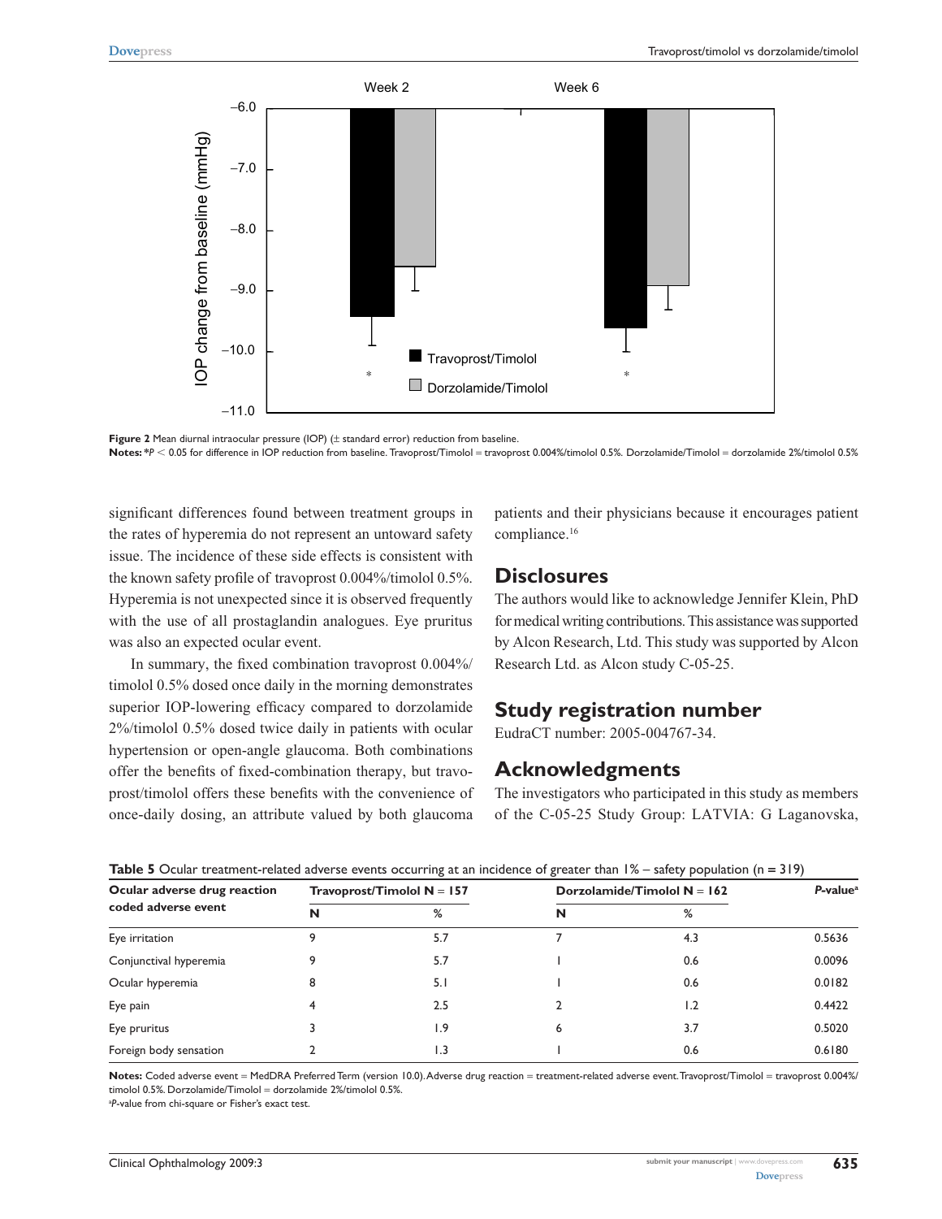Figure 2 Mean diurnal intraocular pressure (IOP) (± standard error) reduction from baseline.

**Notes:** *$P < 0.05$ for difference in IOP reduction from baseline. Travoprost/Timolol = travoprost 0.004%/timolol 0.5%. Dorzolamide/Timolol = dorzolamide 2%/timolol 0.5%

significant differences found between treatment groups in the rates of hyperemia do not represent an untoward safety issue. The incidence of these side effects is consistent with the known safety profile of travoprost 0.004%/timolol 0.5%. Hyperemia is not unexpected since it is observed frequently with the use of all prostaglandin analogues. Eye pruritus was also an expected ocular event.

In summary, the fixed combination travoprost 0.004%/timolol 0.5% dosed once daily in the morning demonstrates superior IOP-lowering efficacy compared to dorzolamide 2%/timolol 0.5% dosed twice daily in patients with ocular hypertension or open-angle glaucoma. Both combinations offer the benefits of fixed-combination therapy, but travoprost/timolol offers these benefits with the convenience of once-daily dosing, an attribute valued by both glaucoma patients and their physicians because it encourages patient compliance.[16]

## Disclosures

The authors would like to acknowledge Jennifer Klein, PhD for medical writing contributions. This assistance was supported by Alcon Research, Ltd. This study was supported by Alcon Research Ltd. as Alcon study C-05-25.

## Study registration number

EudraCT number: 2005-004767-34.

## Acknowledgments

The investigators who participated in this study as members of the C-05-25 Study Group: LATVIA: G Laganovska,

**Table 5** Ocular treatment-related adverse events occurring at an incidence of greater than 1% – safety population (n = 319)

| Ocular adverse drug reaction coded adverse event | Travoprost/Timolol N = 157 | | Dorzolamide/Timolol N = 162 | | *P*-value[a] |
|---|---|---|---|---|---|
| | N | % | N | % | |
| Eye irritation | 9 | 5.7 | 7 | 4.3 | 0.5636 |
| Conjunctival hyperemia | 9 | 5.7 | 1 | 0.6 | 0.0096 |
| Ocular hyperemia | 8 | 5.1 | 1 | 0.6 | 0.0182 |
| Eye pain | 4 | 2.5 | 2 | 1.2 | 0.4422 |
| Eye pruritus | 3 | 1.9 | 6 | 3.7 | 0.5020 |
| Foreign body sensation | 2 | 1.3 | 1 | 0.6 | 0.6180 |

**Notes:** Coded adverse event = MedDRA Preferred Term (version 10.0). Adverse drug reaction = treatment-related adverse event. Travoprost/Timolol = travoprost 0.004%/timolol 0.5%. Dorzolamide/Timolol = dorzolamide 2%/timolol 0.5%.
[a]*P*-value from chi-square or Fisher's exact test.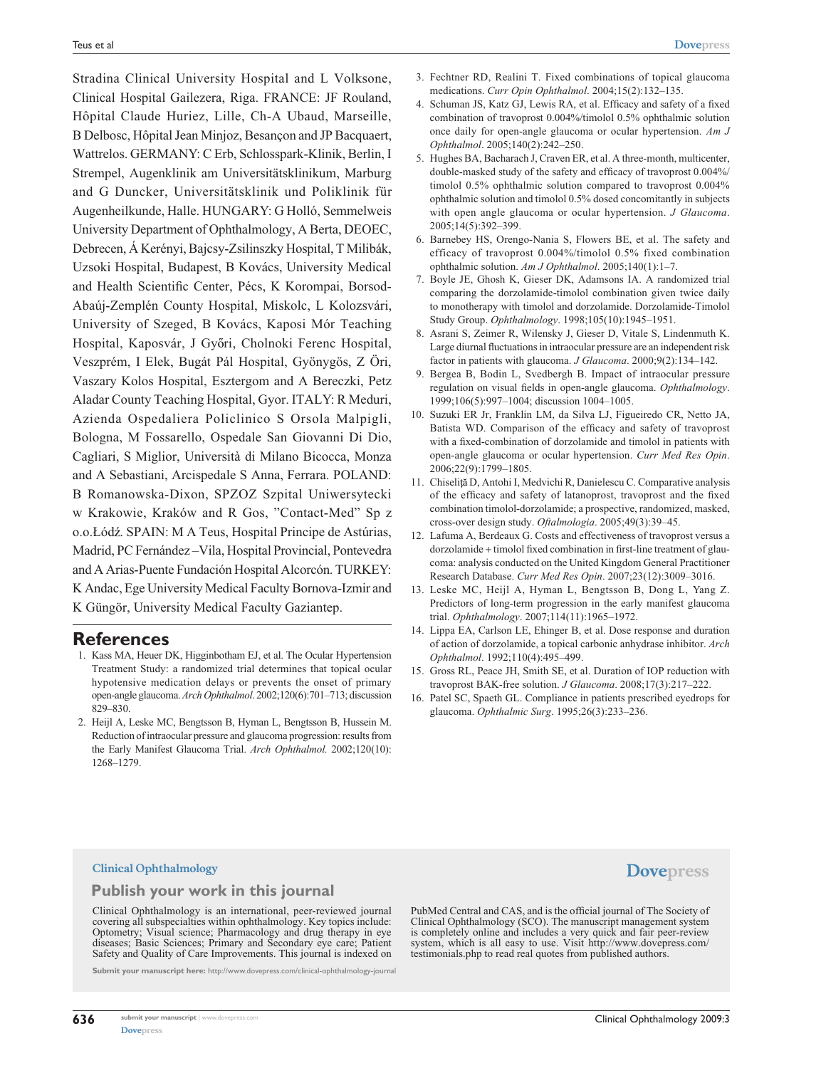Stradina Clinical University Hospital and L Volksone, Clinical Hospital Gailezera, Riga. FRANCE: JF Rouland, Hôpital Claude Huriez, Lille, Ch-A Ubaud, Marseille, B Delbosc, Hôpital Jean Minjoz, Besançon and JP Bacquaert, Wattrelos. GERMANY: C Erb, Schlosspark-Klinik, Berlin, I Strempel, Augenklinik am Universitätsklinikum, Marburg and G Duncker, Universitätsklinik und Poliklinik für Augenheilkunde, Halle. HUNGARY: G Holló, Semmelweis University Department of Ophthalmology, A Berta, DEOEC, Debrecen, Á Kerényi, Bajcsy-Zsilinszky Hospital, T Milibák, Uzsoki Hospital, Budapest, B Kovács, University Medical and Health Scientific Center, Pécs, K Korompai, Borsod-Abaúj-Zemplén County Hospital, Miskolc, L Kolozsvári, University of Szeged, B Kovács, Kaposi Mór Teaching Hospital, Kaposvár, J Győri, Cholnoki Ferenc Hospital, Veszprém, I Elek, Bugát Pál Hospital, Gyönygös, Z Öri, Vaszary Kolos Hospital, Esztergom and A Bereczki, Petz Aladar County Teaching Hospital, Gyor. ITALY: R Meduri, Azienda Ospedaliera Policlinico S Orsola Malpigli, Bologna, M Fossarello, Ospedale San Giovanni Di Dio, Cagliari, S Miglior, Università di Milano Bicocca, Monza and A Sebastiani, Arcispedale S Anna, Ferrara. POLAND: B Romanowska-Dixon, SPZOZ Szpital Uniwersytecki w Krakowie, Kraków and R Gos, "Contact-Med" Sp z o.o.Łódź. SPAIN: M A Teus, Hospital Principe de Astúrias, Madrid, PC Fernández –Vila, Hospital Provincial, Pontevedra and A Arias-Puente Fundación Hospital Alcorcón. TURKEY: K Andac, Ege University Medical Faculty Bornova-Izmir and K Güngör, University Medical Faculty Gaziantep.

## References

1. Kass MA, Heuer DK, Higginbotham EJ, et al. The Ocular Hypertension Treatment Study: a randomized trial determines that topical ocular hypotensive medication delays or prevents the onset of primary open-angle glaucoma. *Arch Ophthalmol*. 2002;120(6):701–713; discussion 829–830.
2. Heijl A, Leske MC, Bengtsson B, Hyman L, Bengtsson B, Hussein M. Reduction of intraocular pressure and glaucoma progression: results from the Early Manifest Glaucoma Trial. *Arch Ophthalmol.* 2002;120(10): 1268–1279.
3. Fechtner RD, Realini T. Fixed combinations of topical glaucoma medications. *Curr Opin Ophthalmol*. 2004;15(2):132–135.
4. Schuman JS, Katz GJ, Lewis RA, et al. Efficacy and safety of a fixed combination of travoprost 0.004%/timolol 0.5% ophthalmic solution once daily for open-angle glaucoma or ocular hypertension. *Am J Ophthalmol*. 2005;140(2):242–250.
5. Hughes BA, Bacharach J, Craven ER, et al. A three-month, multicenter, double-masked study of the safety and efficacy of travoprost 0.004%/ timolol 0.5% ophthalmic solution compared to travoprost 0.004% ophthalmic solution and timolol 0.5% dosed concomitantly in subjects with open angle glaucoma or ocular hypertension. *J Glaucoma*. 2005;14(5):392–399.
6. Barnebey HS, Orengo-Nania S, Flowers BE, et al. The safety and efficacy of travoprost 0.004%/timolol 0.5% fixed combination ophthalmic solution. *Am J Ophthalmol*. 2005;140(1):1–7.
7. Boyle JE, Ghosh K, Gieser DK, Adamsons IA. A randomized trial comparing the dorzolamide-timolol combination given twice daily to monotherapy with timolol and dorzolamide. Dorzolamide-Timolol Study Group. *Ophthalmology*. 1998;105(10):1945–1951.
8. Asrani S, Zeimer R, Wilensky J, Gieser D, Vitale S, Lindenmuth K. Large diurnal fluctuations in intraocular pressure are an independent risk factor in patients with glaucoma. *J Glaucoma*. 2000;9(2):134–142.
9. Bergea B, Bodin L, Svedbergh B. Impact of intraocular pressure regulation on visual fields in open-angle glaucoma. *Ophthalmology*. 1999;106(5):997–1004; discussion 1004–1005.
10. Suzuki ER Jr, Franklin LM, da Silva LJ, Figueiredo CR, Netto JA, Batista WD. Comparison of the efficacy and safety of travoprost with a fixed-combination of dorzolamide and timolol in patients with open-angle glaucoma or ocular hypertension. *Curr Med Res Opin*. 2006;22(9):1799–1805.
11. Chiseliţă D, Antohi I, Medvichi R, Danielescu C. Comparative analysis of the efficacy and safety of latanoprost, travoprost and the fixed combination timolol-dorzolamide; a prospective, randomized, masked, cross-over design study. *Oftalmologia*. 2005;49(3):39–45.
12. Lafuma A, Berdeaux G. Costs and effectiveness of travoprost versus a dorzolamide + timolol fixed combination in first-line treatment of glaucoma: analysis conducted on the United Kingdom General Practitioner Research Database. *Curr Med Res Opin*. 2007;23(12):3009–3016.
13. Leske MC, Heijl A, Hyman L, Bengtsson B, Dong L, Yang Z. Predictors of long-term progression in the early manifest glaucoma trial. *Ophthalmology*. 2007;114(11):1965–1972.
14. Lippa EA, Carlson LE, Ehinger B, et al. Dose response and duration of action of dorzolamide, a topical carbonic anhydrase inhibitor. *Arch Ophthalmol*. 1992;110(4):495–499.
15. Gross RL, Peace JH, Smith SE, et al. Duration of IOP reduction with travoprost BAK-free solution. *J Glaucoma*. 2008;17(3):217–222.
16. Patel SC, Spaeth GL. Compliance in patients prescribed eyedrops for glaucoma. *Ophthalmic Surg*. 1995;26(3):233–236.

**Clinical Ophthalmology**

**Dovepress**

## Publish your work in this journal

Clinical Ophthalmology is an international, peer-reviewed journal covering all subspecialties within ophthalmology. Key topics include: Optometry; Visual science; Pharmacology and drug therapy in eye diseases; Basic Sciences; Primary and Secondary eye care; Patient Safety and Quality of Care Improvements. This journal is indexed on PubMed Central and CAS, and is the official journal of The Society of Clinical Ophthalmology (SCO). The manuscript management system is completely online and includes a very quick and fair peer-review system, which is all easy to use. Visit http://www.dovepress.com/testimonials.php to read real quotes from published authors.

**Submit your manuscript here:** http://www.dovepress.com/clinical-ophthalmology-journal